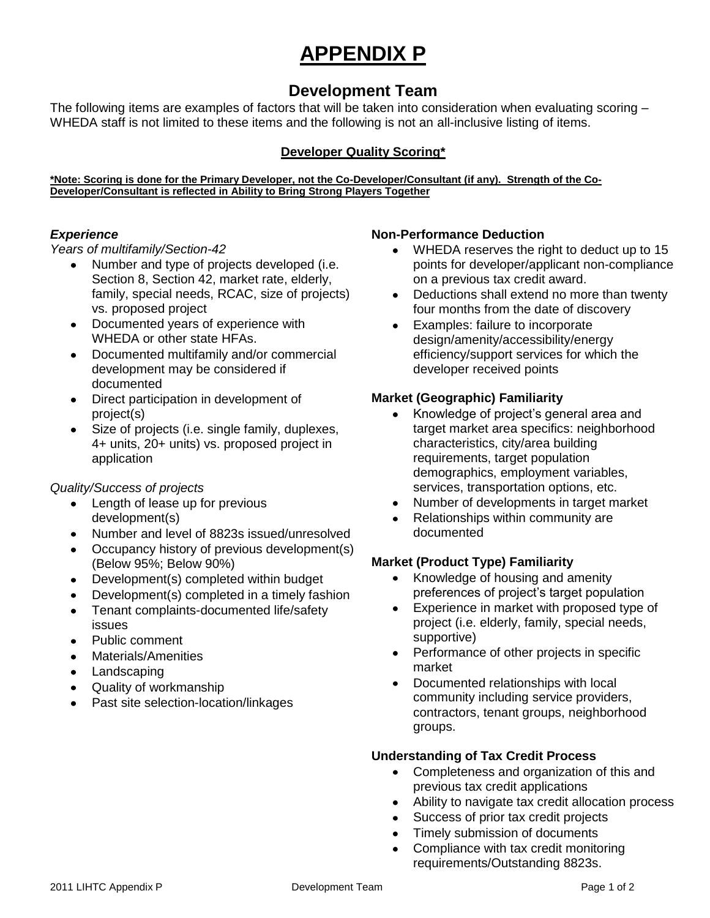# APPENDIX P

## Development Team

The following items are examples of factors that will be taken into consideration when evaluating scoring – WHEDA staff is not limited to these items and the following is not an all-inclusive listing of items.

### Developer Quality Scoring*

**\*Note: Scoring is done for the Primary Developer, not the Co-Developer/Consultant (if any). Strength of the Co-Developer/Consultant is reflected in Ability to Bring Strong Players Together**

#### *Experience*

*Years of multifamily/Section-42*

- Number and type of projects developed (i.e. Section 8, Section 42, market rate, elderly, family, special needs, RCAC, size of projects) vs. proposed project
- Documented years of experience with WHEDA or other state HFAs.
- Documented multifamily and/or commercial development may be considered if documented
- Direct participation in development of project(s)
- Size of projects (i.e. single family, duplexes, 4+ units, 20+ units) vs. proposed project in application

*Quality/Success of projects*

- Length of lease up for previous development(s)
- Number and level of 8823s issued/unresolved
- Occupancy history of previous development(s) (Below 95%; Below 90%)
- Development(s) completed within budget
- Development(s) completed in a timely fashion
- Tenant complaints-documented life/safety issues
- Public comment
- Materials/Amenities
- Landscaping
- Quality of workmanship
- Past site selection-location/linkages

#### Non-Performance Deduction

- WHEDA reserves the right to deduct up to 15 points for developer/applicant non-compliance on a previous tax credit award.
- Deductions shall extend no more than twenty four months from the date of discovery
- Examples: failure to incorporate design/amenity/accessibility/energy efficiency/support services for which the developer received points

#### Market (Geographic) Familiarity

- Knowledge of project's general area and target market area specifics: neighborhood characteristics, city/area building requirements, target population demographics, employment variables, services, transportation options, etc.
- Number of developments in target market
- Relationships within community are documented

#### Market (Product Type) Familiarity

- Knowledge of housing and amenity preferences of project's target population
- Experience in market with proposed type of project (i.e. elderly, family, special needs, supportive)
- Performance of other projects in specific market
- Documented relationships with local community including service providers, contractors, tenant groups, neighborhood groups.

#### Understanding of Tax Credit Process

- Completeness and organization of this and previous tax credit applications
- Ability to navigate tax credit allocation process
- Success of prior tax credit projects
- Timely submission of documents
- Compliance with tax credit monitoring requirements/Outstanding 8823s.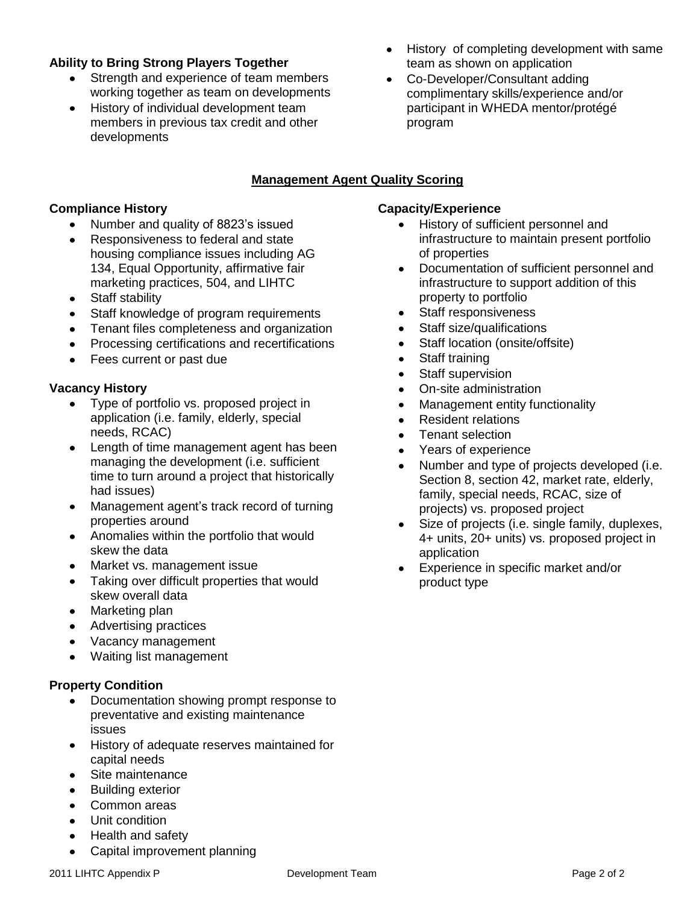**Ability to Bring Strong Players Together**

- Strength and experience of team members working together as team on developments
- History of individual development team members in previous tax credit and other developments
- History  of completing development with same team as shown on application
- Co-Developer/Consultant adding complimentary skills/experience and/or participant in WHEDA mentor/protégé program

## Management Agent Quality Scoring

**Compliance History**

- Number and quality of 8823's issued
- Responsiveness to federal and state housing compliance issues including AG 134, Equal Opportunity, affirmative fair marketing practices, 504, and LIHTC
- Staff stability
- Staff knowledge of program requirements
- Tenant files completeness and organization
- Processing certifications and recertifications
- Fees current or past due

**Vacancy History**

- Type of portfolio vs. proposed project in application (i.e. family, elderly, special needs, RCAC)
- Length of time management agent has been managing the development (i.e. sufficient time to turn around a project that historically had issues)
- Management agent's track record of turning properties around
- Anomalies within the portfolio that would skew the data
- Market vs. management issue
- Taking over difficult properties that would skew overall data
- Marketing plan
- Advertising practices
- Vacancy management
- Waiting list management

**Property Condition**

- Documentation showing prompt response to preventative and existing maintenance issues
- History of adequate reserves maintained for capital needs
- Site maintenance
- Building exterior
- Common areas
- Unit condition
- Health and safety
- Capital improvement planning

**Capacity/Experience**

- History of sufficient personnel and infrastructure to maintain present portfolio of properties
- Documentation of sufficient personnel and infrastructure to support addition of this property to portfolio
- Staff responsiveness
- Staff size/qualifications
- Staff location (onsite/offsite)
- Staff training
- Staff supervision
- On-site administration
- Management entity functionality
- Resident relations
- Tenant selection
- Years of experience
- Number and type of projects developed (i.e. Section 8, section 42, market rate, elderly, family, special needs, RCAC, size of projects) vs. proposed project
- Size of projects (i.e. single family, duplexes, 4+ units, 20+ units) vs. proposed project in application
- Experience in specific market and/or product type